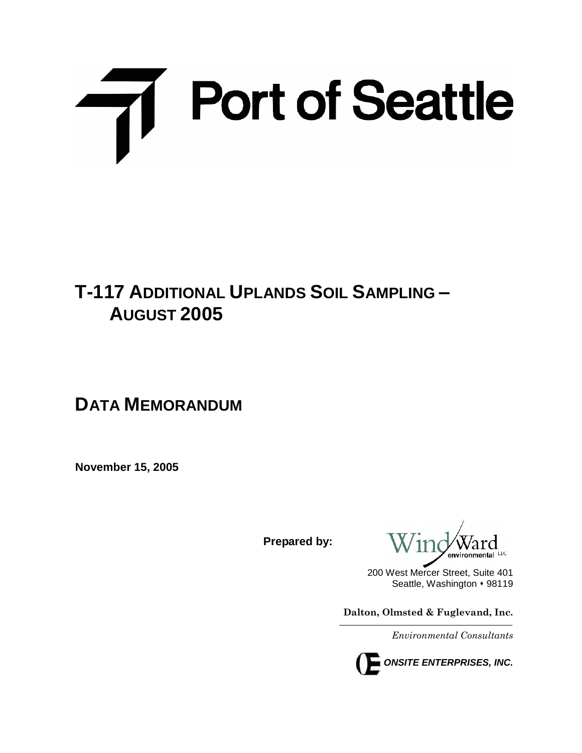# Port of Seattle

# T-117 Additional Uplands Soil Sampling – August 2005

## Data Memorandum

**November 15, 2005**

**Prepared by:**

Windward environmental LLC

200 West Mercer Street, Suite 401
Seattle, Washington • 98119

**Dalton, Olmsted & Fuglevand, Inc.**

*Environmental Consultants*

***ONSITE ENTERPRISES, INC.***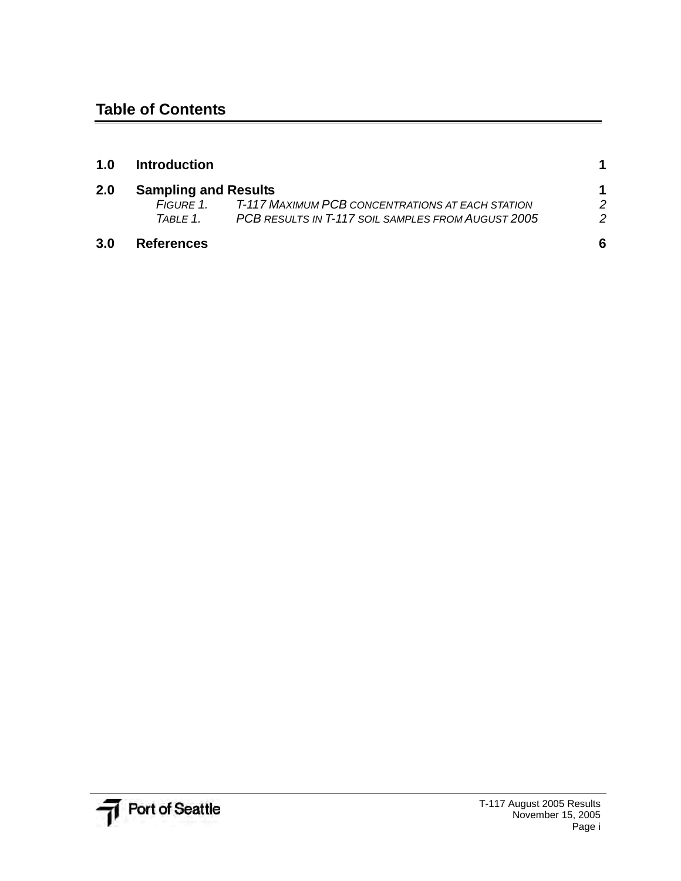## Table of Contents

| | | |
|---|---|---|
| **1.0** | **Introduction** | **1** |
| **2.0** | **Sampling and Results** | **1** |
| | *Figure 1. T-117 Maximum PCB concentrations at each station* | *2* |
| | *Table 1. PCB results in T-117 soil samples from August 2005* | *2* |
| **3.0** | **References** | **6** |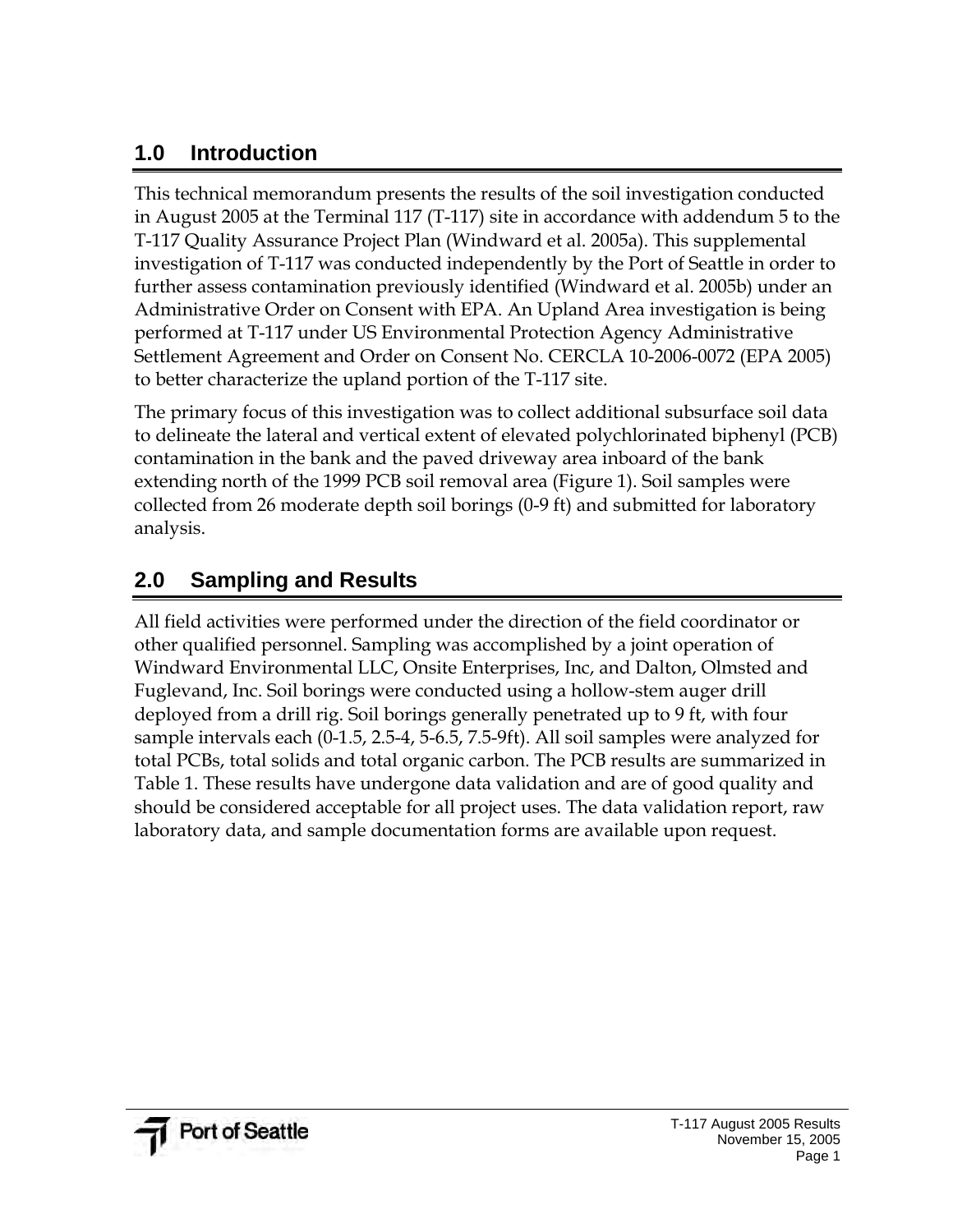## 1.0 Introduction

This technical memorandum presents the results of the soil investigation conducted in August 2005 at the Terminal 117 (T-117) site in accordance with addendum 5 to the T-117 Quality Assurance Project Plan (Windward et al. 2005a). This supplemental investigation of T-117 was conducted independently by the Port of Seattle in order to further assess contamination previously identified (Windward et al. 2005b) under an Administrative Order on Consent with EPA. An Upland Area investigation is being performed at T-117 under US Environmental Protection Agency Administrative Settlement Agreement and Order on Consent No. CERCLA 10-2006-0072 (EPA 2005) to better characterize the upland portion of the T-117 site.

The primary focus of this investigation was to collect additional subsurface soil data to delineate the lateral and vertical extent of elevated polychlorinated biphenyl (PCB) contamination in the bank and the paved driveway area inboard of the bank extending north of the 1999 PCB soil removal area (Figure 1). Soil samples were collected from 26 moderate depth soil borings (0-9 ft) and submitted for laboratory analysis.

## 2.0 Sampling and Results

All field activities were performed under the direction of the field coordinator or other qualified personnel. Sampling was accomplished by a joint operation of Windward Environmental LLC, Onsite Enterprises, Inc, and Dalton, Olmsted and Fuglevand, Inc. Soil borings were conducted using a hollow-stem auger drill deployed from a drill rig. Soil borings generally penetrated up to 9 ft, with four sample intervals each (0-1.5, 2.5-4, 5-6.5, 7.5-9ft). All soil samples were analyzed for total PCBs, total solids and total organic carbon. The PCB results are summarized in Table 1. These results have undergone data validation and are of good quality and should be considered acceptable for all project uses. The data validation report, raw laboratory data, and sample documentation forms are available upon request.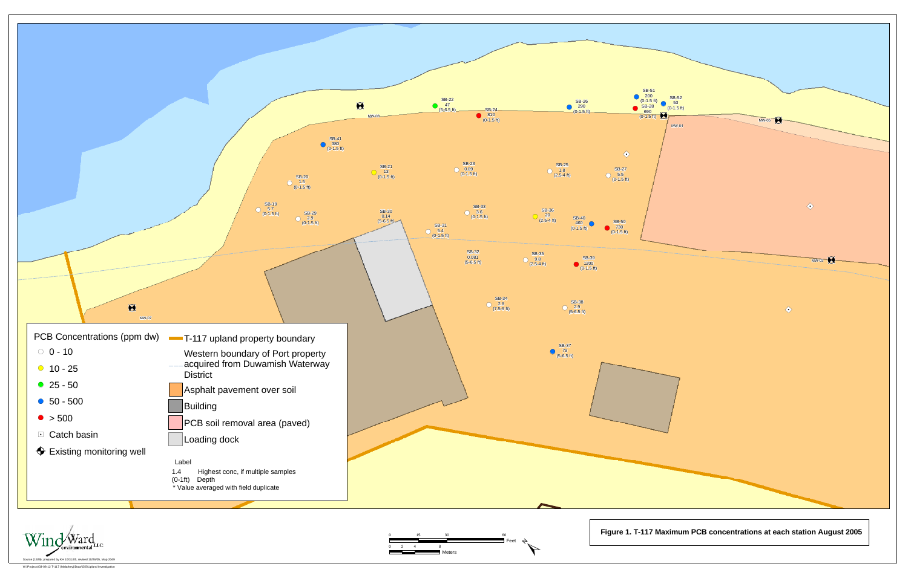| Station | Concentration (ppm dw) | Depth |
|---|---|---|
| SB-19 | 5.7 | (0-1.5 ft) |
| SB-20 | 1.5 | (0-1.5 ft) |
| SB-21 | 13 | (0-1.5 ft) |
| SB-22 | 47 | (5-6.5 ft) |
| SB-23 | 0.89 | (0-1.5 ft) |
| SB-24 | 810 | (0-1.5 ft) |
| SB-25 | 1.8 | (2.5-4 ft) |
| SB-26 | 290 | (0-1.5 ft) |
| SB-27 | 5.5 | (0-1.5 ft) |
| SB-28 | 690 | (0-1.5 ft) |
| SB-29 | 2.9 | (0-1.5 ft) |
| SB-30 | 0.14 | (5-6.5 ft) |
| SB-31 | 5.4 | (0-1.5 ft) |
| SB-32 | 0.081 | (5-6.5 ft) |
| SB-33 | 3.6 | (0-1.5 ft) |
| SB-34 | 2.8 | (7.5-9 ft) |
| SB-35 | 9.8 | (2.5-4 ft) |
| SB-36 | 20 | (2.5-4 ft) |
| SB-37 | 79 | (5-6.5 ft) |
| SB-38 | 2.9 | (5-6.5 ft) |
| SB-39 | 1200 | (0-1.5 ft) |
| SB-40 | 460 | (0-1.5 ft) |
| SB-41 | 380 | (0-1.5 ft) |
| SB-50 | 730 | (0-1.5 ft) |
| SB-51 | 200 | (0-1.5 ft) |
| SB-52 | 53 | (0-1.5 ft) |

MW-03, MW-04, MW-05, MW-07, MW-08

**PCB Concentrations (ppm dw)**
- 0 - 10
- 10 - 25
- 25 - 50
- 50 - 500
- > 500
- Catch basin
- Existing monitoring well

- T-117 upland property boundary
- Western boundary of Port property acquired from Duwamish Waterway District
- Asphalt pavement over soil
- Building
- PCB soil removal area (paved)
- Loading dock

Label
1.4 Highest conc, if multiple samples
(0-1ft) Depth
* Value averaged with field duplicate

0 15 30 60 Feet
0 2 4 8 Meters

Windward environmental LLC

Source (10/28); prepared by KH 10/31/05, revised 10/26/05, Map 2049

W:\Projects\03-08-12 T-117 (Malarkey)\Data\GIS\Upland Investigation

**Figure 1. T-117 Maximum PCB concentrations at each station August 2005**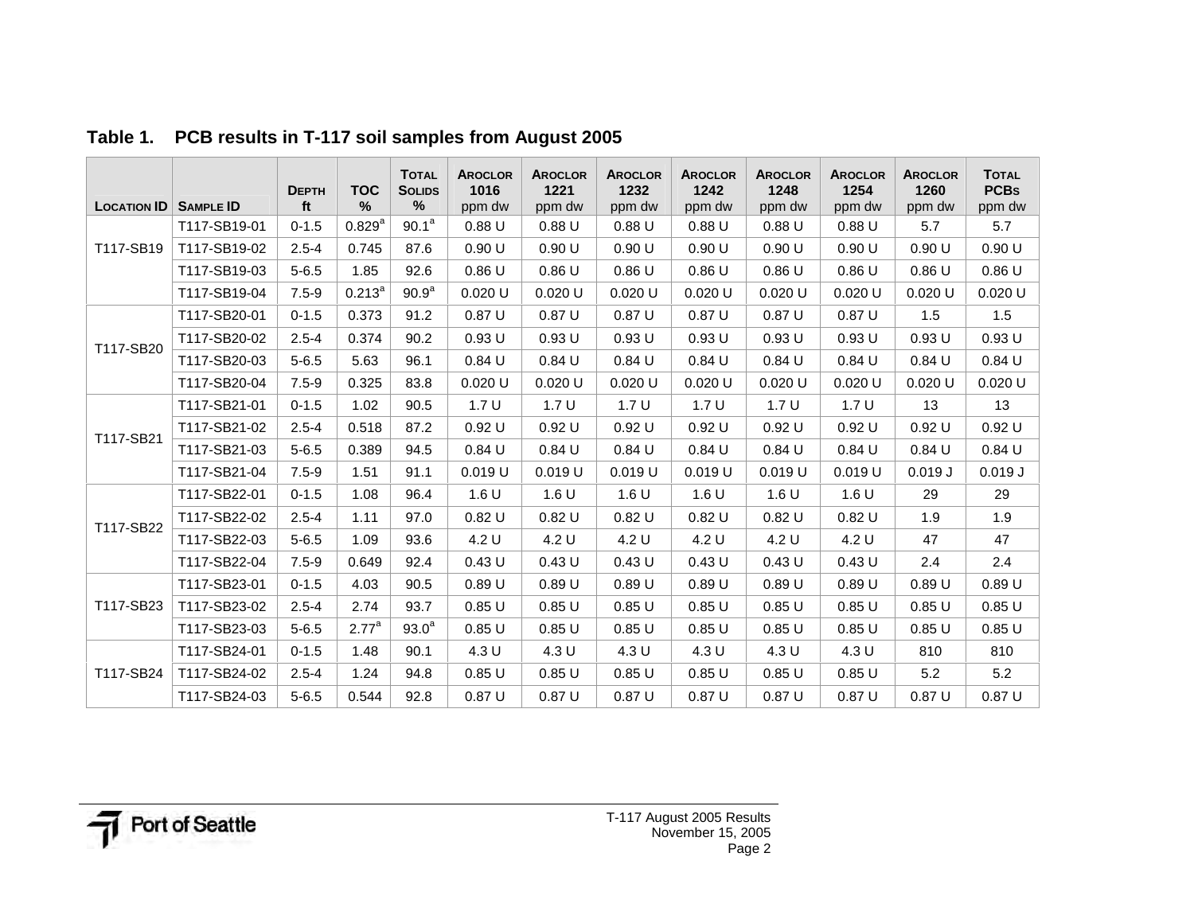**Table 1. PCB results in T-117 soil samples from August 2005**

| Location ID | Sample ID | Depth ft | TOC % | Total Solids % | Aroclor 1016 ppm dw | Aroclor 1221 ppm dw | Aroclor 1232 ppm dw | Aroclor 1242 ppm dw | Aroclor 1248 ppm dw | Aroclor 1254 ppm dw | Aroclor 1260 ppm dw | Total PCBs ppm dw |
|---|---|---|---|---|---|---|---|---|---|---|---|---|
| T117-SB19 | T117-SB19-01 | 0-1.5 | 0.829[a] | 90.1[a] | 0.88 U | 0.88 U | 0.88 U | 0.88 U | 0.88 U | 0.88 U | 5.7 | 5.7 |
| | T117-SB19-02 | 2.5-4 | 0.745 | 87.6 | 0.90 U | 0.90 U | 0.90 U | 0.90 U | 0.90 U | 0.90 U | 0.90 U | 0.90 U |
| | T117-SB19-03 | 5-6.5 | 1.85 | 92.6 | 0.86 U | 0.86 U | 0.86 U | 0.86 U | 0.86 U | 0.86 U | 0.86 U | 0.86 U |
| | T117-SB19-04 | 7.5-9 | 0.213[a] | 90.9[a] | 0.020 U | 0.020 U | 0.020 U | 0.020 U | 0.020 U | 0.020 U | 0.020 U | 0.020 U |
| T117-SB20 | T117-SB20-01 | 0-1.5 | 0.373 | 91.2 | 0.87 U | 0.87 U | 0.87 U | 0.87 U | 0.87 U | 0.87 U | 1.5 | 1.5 |
| | T117-SB20-02 | 2.5-4 | 0.374 | 90.2 | 0.93 U | 0.93 U | 0.93 U | 0.93 U | 0.93 U | 0.93 U | 0.93 U | 0.93 U |
| | T117-SB20-03 | 5-6.5 | 5.63 | 96.1 | 0.84 U | 0.84 U | 0.84 U | 0.84 U | 0.84 U | 0.84 U | 0.84 U | 0.84 U |
| | T117-SB20-04 | 7.5-9 | 0.325 | 83.8 | 0.020 U | 0.020 U | 0.020 U | 0.020 U | 0.020 U | 0.020 U | 0.020 U | 0.020 U |
| T117-SB21 | T117-SB21-01 | 0-1.5 | 1.02 | 90.5 | 1.7 U | 1.7 U | 1.7 U | 1.7 U | 1.7 U | 1.7 U | 13 | 13 |
| | T117-SB21-02 | 2.5-4 | 0.518 | 87.2 | 0.92 U | 0.92 U | 0.92 U | 0.92 U | 0.92 U | 0.92 U | 0.92 U | 0.92 U |
| | T117-SB21-03 | 5-6.5 | 0.389 | 94.5 | 0.84 U | 0.84 U | 0.84 U | 0.84 U | 0.84 U | 0.84 U | 0.84 U | 0.84 U |
| | T117-SB21-04 | 7.5-9 | 1.51 | 91.1 | 0.019 U | 0.019 U | 0.019 U | 0.019 U | 0.019 U | 0.019 U | 0.019 J | 0.019 J |
| T117-SB22 | T117-SB22-01 | 0-1.5 | 1.08 | 96.4 | 1.6 U | 1.6 U | 1.6 U | 1.6 U | 1.6 U | 1.6 U | 29 | 29 |
| | T117-SB22-02 | 2.5-4 | 1.11 | 97.0 | 0.82 U | 0.82 U | 0.82 U | 0.82 U | 0.82 U | 0.82 U | 1.9 | 1.9 |
| | T117-SB22-03 | 5-6.5 | 1.09 | 93.6 | 4.2 U | 4.2 U | 4.2 U | 4.2 U | 4.2 U | 4.2 U | 47 | 47 |
| | T117-SB22-04 | 7.5-9 | 0.649 | 92.4 | 0.43 U | 0.43 U | 0.43 U | 0.43 U | 0.43 U | 0.43 U | 2.4 | 2.4 |
| T117-SB23 | T117-SB23-01 | 0-1.5 | 4.03 | 90.5 | 0.89 U | 0.89 U | 0.89 U | 0.89 U | 0.89 U | 0.89 U | 0.89 U | 0.89 U |
| | T117-SB23-02 | 2.5-4 | 2.74 | 93.7 | 0.85 U | 0.85 U | 0.85 U | 0.85 U | 0.85 U | 0.85 U | 0.85 U | 0.85 U |
| | T117-SB23-03 | 5-6.5 | 2.77[a] | 93.0[a] | 0.85 U | 0.85 U | 0.85 U | 0.85 U | 0.85 U | 0.85 U | 0.85 U | 0.85 U |
| T117-SB24 | T117-SB24-01 | 0-1.5 | 1.48 | 90.1 | 4.3 U | 4.3 U | 4.3 U | 4.3 U | 4.3 U | 4.3 U | 810 | 810 |
| | T117-SB24-02 | 2.5-4 | 1.24 | 94.8 | 0.85 U | 0.85 U | 0.85 U | 0.85 U | 0.85 U | 0.85 U | 5.2 | 5.2 |
| | T117-SB24-03 | 5-6.5 | 0.544 | 92.8 | 0.87 U | 0.87 U | 0.87 U | 0.87 U | 0.87 U | 0.87 U | 0.87 U | 0.87 U |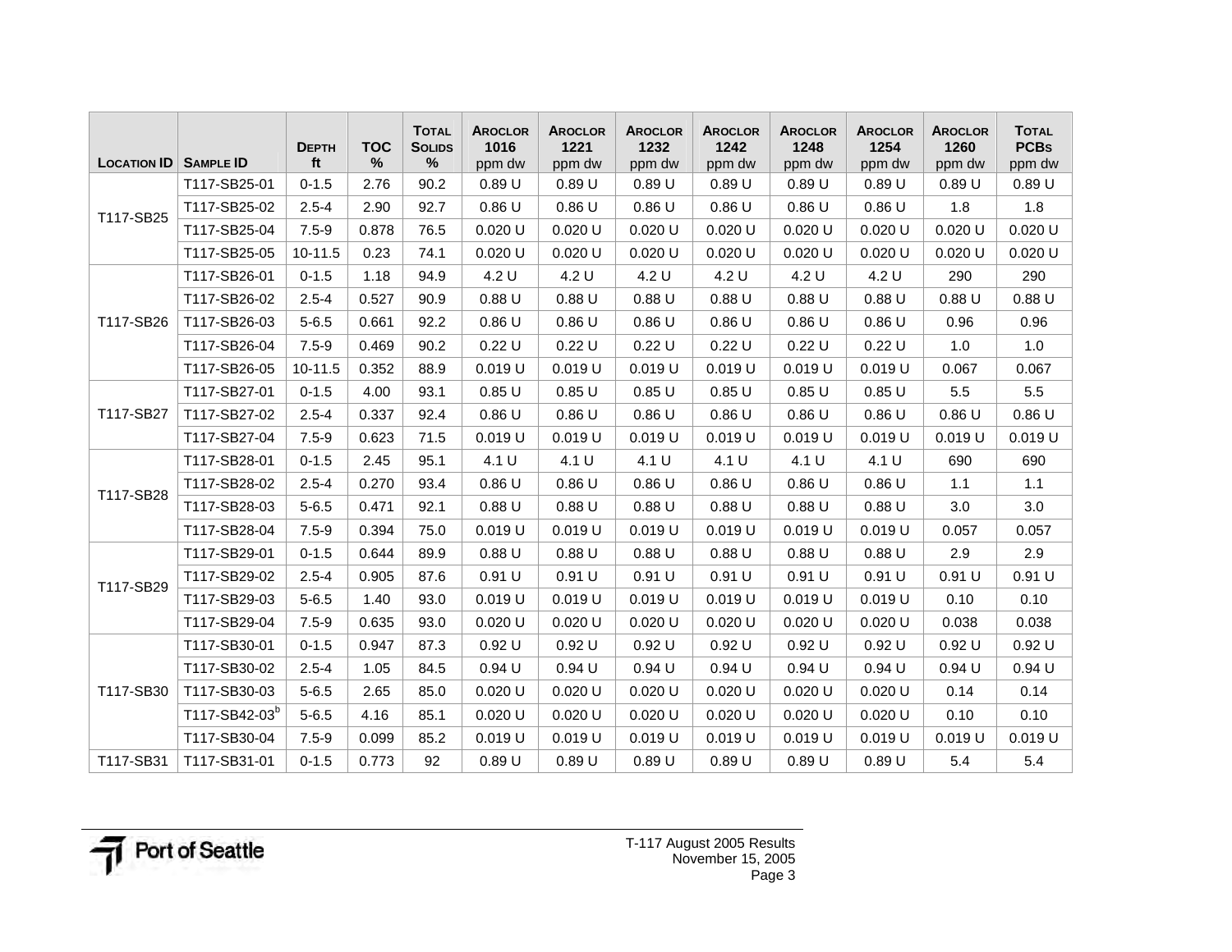| Location ID | Sample ID | Depth ft | TOC % | Total Solids % | Aroclor 1016 ppm dw | Aroclor 1221 ppm dw | Aroclor 1232 ppm dw | Aroclor 1242 ppm dw | Aroclor 1248 ppm dw | Aroclor 1254 ppm dw | Aroclor 1260 ppm dw | Total PCBs ppm dw |
|---|---|---|---|---|---|---|---|---|---|---|---|---|
| T117-SB25 | T117-SB25-01 | 0-1.5 | 2.76 | 90.2 | 0.89 U | 0.89 U | 0.89 U | 0.89 U | 0.89 U | 0.89 U | 0.89 U | 0.89 U |
| | T117-SB25-02 | 2.5-4 | 2.90 | 92.7 | 0.86 U | 0.86 U | 0.86 U | 0.86 U | 0.86 U | 0.86 U | 1.8 | 1.8 |
| | T117-SB25-04 | 7.5-9 | 0.878 | 76.5 | 0.020 U | 0.020 U | 0.020 U | 0.020 U | 0.020 U | 0.020 U | 0.020 U | 0.020 U |
| | T117-SB25-05 | 10-11.5 | 0.23 | 74.1 | 0.020 U | 0.020 U | 0.020 U | 0.020 U | 0.020 U | 0.020 U | 0.020 U | 0.020 U |
| T117-SB26 | T117-SB26-01 | 0-1.5 | 1.18 | 94.9 | 4.2 U | 4.2 U | 4.2 U | 4.2 U | 4.2 U | 4.2 U | 290 | 290 |
| | T117-SB26-02 | 2.5-4 | 0.527 | 90.9 | 0.88 U | 0.88 U | 0.88 U | 0.88 U | 0.88 U | 0.88 U | 0.88 U | 0.88 U |
| | T117-SB26-03 | 5-6.5 | 0.661 | 92.2 | 0.86 U | 0.86 U | 0.86 U | 0.86 U | 0.86 U | 0.86 U | 0.96 | 0.96 |
| | T117-SB26-04 | 7.5-9 | 0.469 | 90.2 | 0.22 U | 0.22 U | 0.22 U | 0.22 U | 0.22 U | 0.22 U | 1.0 | 1.0 |
| | T117-SB26-05 | 10-11.5 | 0.352 | 88.9 | 0.019 U | 0.019 U | 0.019 U | 0.019 U | 0.019 U | 0.019 U | 0.067 | 0.067 |
| T117-SB27 | T117-SB27-01 | 0-1.5 | 4.00 | 93.1 | 0.85 U | 0.85 U | 0.85 U | 0.85 U | 0.85 U | 0.85 U | 5.5 | 5.5 |
| | T117-SB27-02 | 2.5-4 | 0.337 | 92.4 | 0.86 U | 0.86 U | 0.86 U | 0.86 U | 0.86 U | 0.86 U | 0.86 U | 0.86 U |
| | T117-SB27-04 | 7.5-9 | 0.623 | 71.5 | 0.019 U | 0.019 U | 0.019 U | 0.019 U | 0.019 U | 0.019 U | 0.019 U | 0.019 U |
| T117-SB28 | T117-SB28-01 | 0-1.5 | 2.45 | 95.1 | 4.1 U | 4.1 U | 4.1 U | 4.1 U | 4.1 U | 4.1 U | 690 | 690 |
| | T117-SB28-02 | 2.5-4 | 0.270 | 93.4 | 0.86 U | 0.86 U | 0.86 U | 0.86 U | 0.86 U | 0.86 U | 1.1 | 1.1 |
| | T117-SB28-03 | 5-6.5 | 0.471 | 92.1 | 0.88 U | 0.88 U | 0.88 U | 0.88 U | 0.88 U | 0.88 U | 3.0 | 3.0 |
| | T117-SB28-04 | 7.5-9 | 0.394 | 75.0 | 0.019 U | 0.019 U | 0.019 U | 0.019 U | 0.019 U | 0.019 U | 0.057 | 0.057 |
| T117-SB29 | T117-SB29-01 | 0-1.5 | 0.644 | 89.9 | 0.88 U | 0.88 U | 0.88 U | 0.88 U | 0.88 U | 0.88 U | 2.9 | 2.9 |
| | T117-SB29-02 | 2.5-4 | 0.905 | 87.6 | 0.91 U | 0.91 U | 0.91 U | 0.91 U | 0.91 U | 0.91 U | 0.91 U | 0.91 U |
| | T117-SB29-03 | 5-6.5 | 1.40 | 93.0 | 0.019 U | 0.019 U | 0.019 U | 0.019 U | 0.019 U | 0.019 U | 0.10 | 0.10 |
| | T117-SB29-04 | 7.5-9 | 0.635 | 93.0 | 0.020 U | 0.020 U | 0.020 U | 0.020 U | 0.020 U | 0.020 U | 0.038 | 0.038 |
| T117-SB30 | T117-SB30-01 | 0-1.5 | 0.947 | 87.3 | 0.92 U | 0.92 U | 0.92 U | 0.92 U | 0.92 U | 0.92 U | 0.92 U | 0.92 U |
| | T117-SB30-02 | 2.5-4 | 1.05 | 84.5 | 0.94 U | 0.94 U | 0.94 U | 0.94 U | 0.94 U | 0.94 U | 0.94 U | 0.94 U |
| | T117-SB30-03 | 5-6.5 | 2.65 | 85.0 | 0.020 U | 0.020 U | 0.020 U | 0.020 U | 0.020 U | 0.020 U | 0.14 | 0.14 |
| | T117-SB42-03[b] | 5-6.5 | 4.16 | 85.1 | 0.020 U | 0.020 U | 0.020 U | 0.020 U | 0.020 U | 0.020 U | 0.10 | 0.10 |
| | T117-SB30-04 | 7.5-9 | 0.099 | 85.2 | 0.019 U | 0.019 U | 0.019 U | 0.019 U | 0.019 U | 0.019 U | 0.019 U | 0.019 U |
| T117-SB31 | T117-SB31-01 | 0-1.5 | 0.773 | 92 | 0.89 U | 0.89 U | 0.89 U | 0.89 U | 0.89 U | 0.89 U | 5.4 | 5.4 |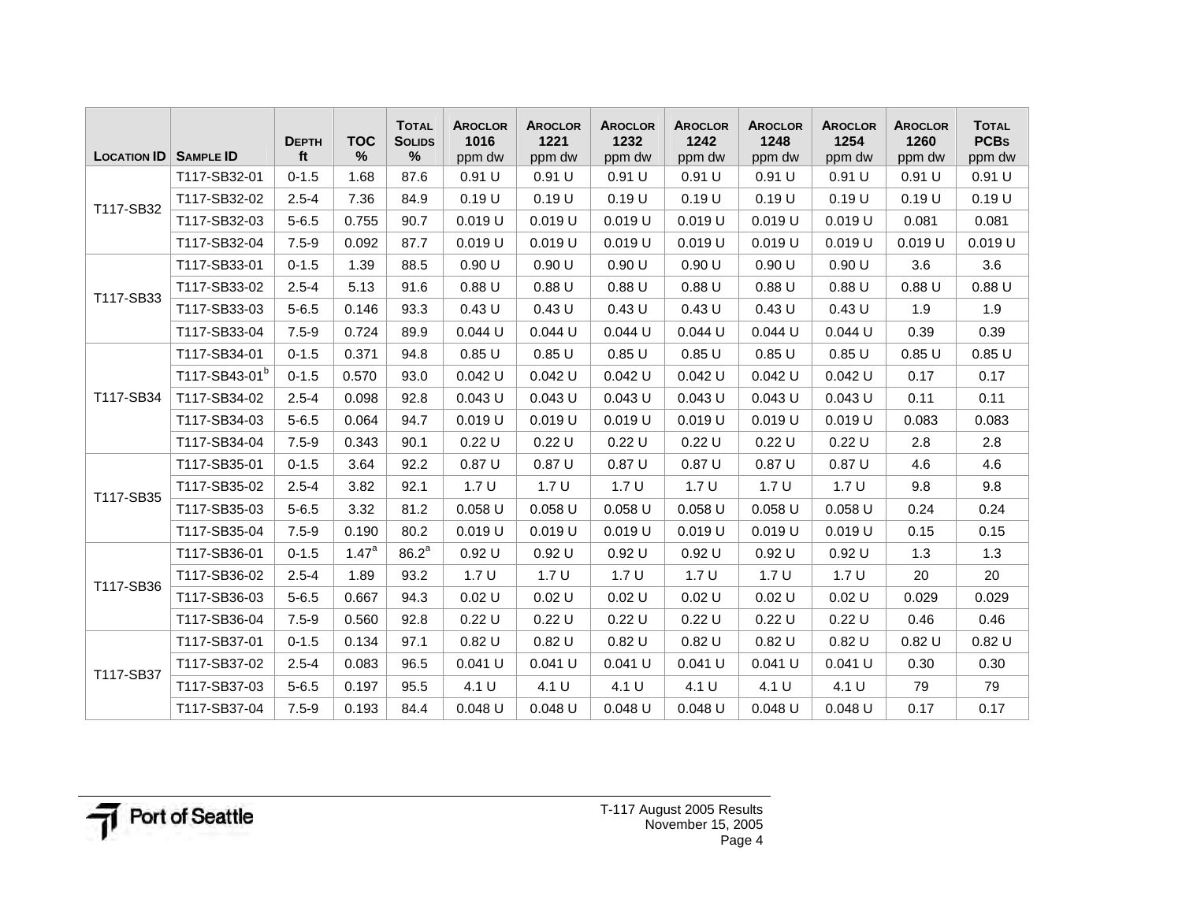| Location ID | Sample ID | Depth ft | TOC % | Total Solids % | Aroclor 1016 ppm dw | Aroclor 1221 ppm dw | Aroclor 1232 ppm dw | Aroclor 1242 ppm dw | Aroclor 1248 ppm dw | Aroclor 1254 ppm dw | Aroclor 1260 ppm dw | Total PCBs ppm dw |
|---|---|---|---|---|---|---|---|---|---|---|---|---|
| T117-SB32 | T117-SB32-01 | 0-1.5 | 1.68 | 87.6 | 0.91 U | 0.91 U | 0.91 U | 0.91 U | 0.91 U | 0.91 U | 0.91 U | 0.91 U |
| | T117-SB32-02 | 2.5-4 | 7.36 | 84.9 | 0.19 U | 0.19 U | 0.19 U | 0.19 U | 0.19 U | 0.19 U | 0.19 U | 0.19 U |
| | T117-SB32-03 | 5-6.5 | 0.755 | 90.7 | 0.019 U | 0.019 U | 0.019 U | 0.019 U | 0.019 U | 0.019 U | 0.081 | 0.081 |
| | T117-SB32-04 | 7.5-9 | 0.092 | 87.7 | 0.019 U | 0.019 U | 0.019 U | 0.019 U | 0.019 U | 0.019 U | 0.019 U | 0.019 U |
| T117-SB33 | T117-SB33-01 | 0-1.5 | 1.39 | 88.5 | 0.90 U | 0.90 U | 0.90 U | 0.90 U | 0.90 U | 0.90 U | 3.6 | 3.6 |
| | T117-SB33-02 | 2.5-4 | 5.13 | 91.6 | 0.88 U | 0.88 U | 0.88 U | 0.88 U | 0.88 U | 0.88 U | 0.88 U | 0.88 U |
| | T117-SB33-03 | 5-6.5 | 0.146 | 93.3 | 0.43 U | 0.43 U | 0.43 U | 0.43 U | 0.43 U | 0.43 U | 1.9 | 1.9 |
| | T117-SB33-04 | 7.5-9 | 0.724 | 89.9 | 0.044 U | 0.044 U | 0.044 U | 0.044 U | 0.044 U | 0.044 U | 0.39 | 0.39 |
| T117-SB34 | T117-SB34-01 | 0-1.5 | 0.371 | 94.8 | 0.85 U | 0.85 U | 0.85 U | 0.85 U | 0.85 U | 0.85 U | 0.85 U | 0.85 U |
| | T117-SB43-01[b] | 0-1.5 | 0.570 | 93.0 | 0.042 U | 0.042 U | 0.042 U | 0.042 U | 0.042 U | 0.042 U | 0.17 | 0.17 |
| | T117-SB34-02 | 2.5-4 | 0.098 | 92.8 | 0.043 U | 0.043 U | 0.043 U | 0.043 U | 0.043 U | 0.043 U | 0.11 | 0.11 |
| | T117-SB34-03 | 5-6.5 | 0.064 | 94.7 | 0.019 U | 0.019 U | 0.019 U | 0.019 U | 0.019 U | 0.019 U | 0.083 | 0.083 |
| | T117-SB34-04 | 7.5-9 | 0.343 | 90.1 | 0.22 U | 0.22 U | 0.22 U | 0.22 U | 0.22 U | 0.22 U | 2.8 | 2.8 |
| T117-SB35 | T117-SB35-01 | 0-1.5 | 3.64 | 92.2 | 0.87 U | 0.87 U | 0.87 U | 0.87 U | 0.87 U | 0.87 U | 4.6 | 4.6 |
| | T117-SB35-02 | 2.5-4 | 3.82 | 92.1 | 1.7 U | 1.7 U | 1.7 U | 1.7 U | 1.7 U | 1.7 U | 9.8 | 9.8 |
| | T117-SB35-03 | 5-6.5 | 3.32 | 81.2 | 0.058 U | 0.058 U | 0.058 U | 0.058 U | 0.058 U | 0.058 U | 0.24 | 0.24 |
| | T117-SB35-04 | 7.5-9 | 0.190 | 80.2 | 0.019 U | 0.019 U | 0.019 U | 0.019 U | 0.019 U | 0.019 U | 0.15 | 0.15 |
| T117-SB36 | T117-SB36-01 | 0-1.5 | 1.47[a] | 86.2[a] | 0.92 U | 0.92 U | 0.92 U | 0.92 U | 0.92 U | 0.92 U | 1.3 | 1.3 |
| | T117-SB36-02 | 2.5-4 | 1.89 | 93.2 | 1.7 U | 1.7 U | 1.7 U | 1.7 U | 1.7 U | 1.7 U | 20 | 20 |
| | T117-SB36-03 | 5-6.5 | 0.667 | 94.3 | 0.02 U | 0.02 U | 0.02 U | 0.02 U | 0.02 U | 0.02 U | 0.029 | 0.029 |
| | T117-SB36-04 | 7.5-9 | 0.560 | 92.8 | 0.22 U | 0.22 U | 0.22 U | 0.22 U | 0.22 U | 0.22 U | 0.46 | 0.46 |
| T117-SB37 | T117-SB37-01 | 0-1.5 | 0.134 | 97.1 | 0.82 U | 0.82 U | 0.82 U | 0.82 U | 0.82 U | 0.82 U | 0.82 U | 0.82 U |
| | T117-SB37-02 | 2.5-4 | 0.083 | 96.5 | 0.041 U | 0.041 U | 0.041 U | 0.041 U | 0.041 U | 0.041 U | 0.30 | 0.30 |
| | T117-SB37-03 | 5-6.5 | 0.197 | 95.5 | 4.1 U | 4.1 U | 4.1 U | 4.1 U | 4.1 U | 4.1 U | 79 | 79 |
| | T117-SB37-04 | 7.5-9 | 0.193 | 84.4 | 0.048 U | 0.048 U | 0.048 U | 0.048 U | 0.048 U | 0.048 U | 0.17 | 0.17 |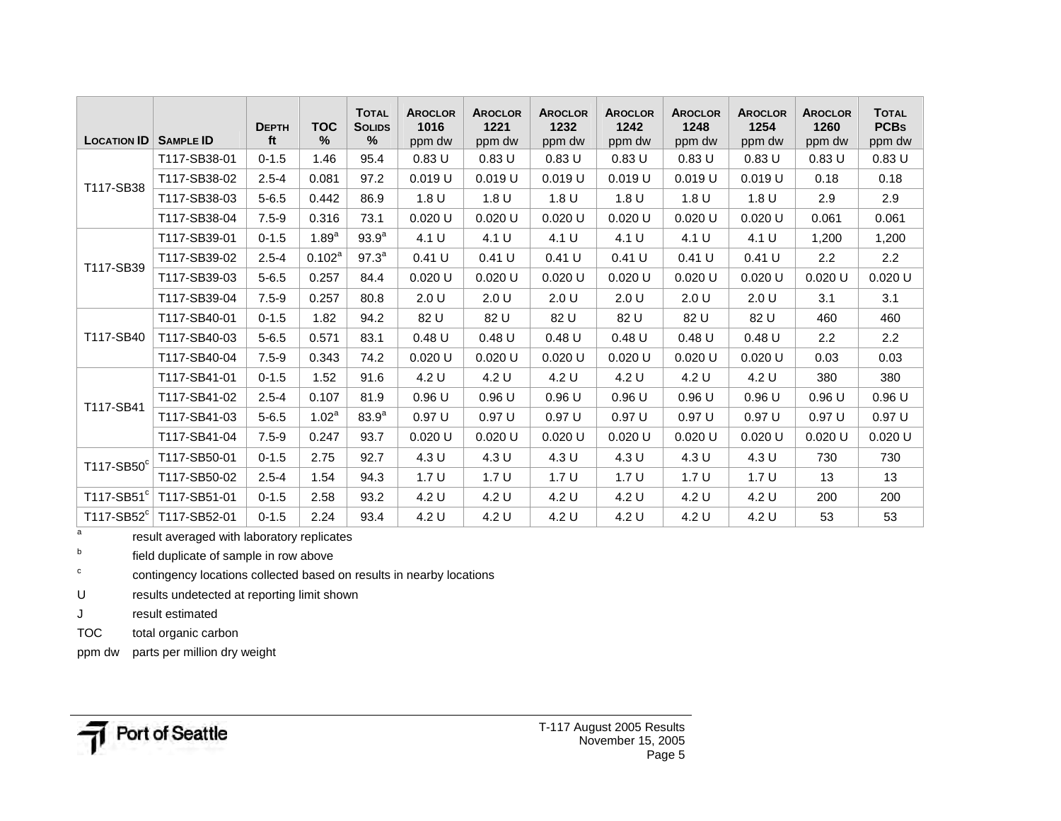| Location ID | Sample ID | Depth ft | TOC % | Total Solids % | Aroclor 1016 ppm dw | Aroclor 1221 ppm dw | Aroclor 1232 ppm dw | Aroclor 1242 ppm dw | Aroclor 1248 ppm dw | Aroclor 1254 ppm dw | Aroclor 1260 ppm dw | Total PCBs ppm dw |
|---|---|---|---|---|---|---|---|---|---|---|---|---|
| T117-SB38 | T117-SB38-01 | 0-1.5 | 1.46 | 95.4 | 0.83 U | 0.83 U | 0.83 U | 0.83 U | 0.83 U | 0.83 U | 0.83 U | 0.83 U |
| | T117-SB38-02 | 2.5-4 | 0.081 | 97.2 | 0.019 U | 0.019 U | 0.019 U | 0.019 U | 0.019 U | 0.019 U | 0.18 | 0.18 |
| | T117-SB38-03 | 5-6.5 | 0.442 | 86.9 | 1.8 U | 1.8 U | 1.8 U | 1.8 U | 1.8 U | 1.8 U | 2.9 | 2.9 |
| | T117-SB38-04 | 7.5-9 | 0.316 | 73.1 | 0.020 U | 0.020 U | 0.020 U | 0.020 U | 0.020 U | 0.020 U | 0.061 | 0.061 |
| T117-SB39 | T117-SB39-01 | 0-1.5 | 1.89[a] | 93.9[a] | 4.1 U | 4.1 U | 4.1 U | 4.1 U | 4.1 U | 4.1 U | 1,200 | 1,200 |
| | T117-SB39-02 | 2.5-4 | 0.102[a] | 97.3[a] | 0.41 U | 0.41 U | 0.41 U | 0.41 U | 0.41 U | 0.41 U | 2.2 | 2.2 |
| | T117-SB39-03 | 5-6.5 | 0.257 | 84.4 | 0.020 U | 0.020 U | 0.020 U | 0.020 U | 0.020 U | 0.020 U | 0.020 U | 0.020 U |
| | T117-SB39-04 | 7.5-9 | 0.257 | 80.8 | 2.0 U | 2.0 U | 2.0 U | 2.0 U | 2.0 U | 2.0 U | 3.1 | 3.1 |
| T117-SB40 | T117-SB40-01 | 0-1.5 | 1.82 | 94.2 | 82 U | 82 U | 82 U | 82 U | 82 U | 82 U | 460 | 460 |
| | T117-SB40-03 | 5-6.5 | 0.571 | 83.1 | 0.48 U | 0.48 U | 0.48 U | 0.48 U | 0.48 U | 0.48 U | 2.2 | 2.2 |
| | T117-SB40-04 | 7.5-9 | 0.343 | 74.2 | 0.020 U | 0.020 U | 0.020 U | 0.020 U | 0.020 U | 0.020 U | 0.03 | 0.03 |
| T117-SB41 | T117-SB41-01 | 0-1.5 | 1.52 | 91.6 | 4.2 U | 4.2 U | 4.2 U | 4.2 U | 4.2 U | 4.2 U | 380 | 380 |
| | T117-SB41-02 | 2.5-4 | 0.107 | 81.9 | 0.96 U | 0.96 U | 0.96 U | 0.96 U | 0.96 U | 0.96 U | 0.96 U | 0.96 U |
| | T117-SB41-03 | 5-6.5 | 1.02[a] | 83.9[a] | 0.97 U | 0.97 U | 0.97 U | 0.97 U | 0.97 U | 0.97 U | 0.97 U | 0.97 U |
| | T117-SB41-04 | 7.5-9 | 0.247 | 93.7 | 0.020 U | 0.020 U | 0.020 U | 0.020 U | 0.020 U | 0.020 U | 0.020 U | 0.020 U |
| T117-SB50[c] | T117-SB50-01 | 0-1.5 | 2.75 | 92.7 | 4.3 U | 4.3 U | 4.3 U | 4.3 U | 4.3 U | 4.3 U | 730 | 730 |
| | T117-SB50-02 | 2.5-4 | 1.54 | 94.3 | 1.7 U | 1.7 U | 1.7 U | 1.7 U | 1.7 U | 1.7 U | 13 | 13 |
| T117-SB51[c] | T117-SB51-01 | 0-1.5 | 2.58 | 93.2 | 4.2 U | 4.2 U | 4.2 U | 4.2 U | 4.2 U | 4.2 U | 200 | 200 |
| T117-SB52[c] | T117-SB52-01 | 0-1.5 | 2.24 | 93.4 | 4.2 U | 4.2 U | 4.2 U | 4.2 U | 4.2 U | 4.2 U | 53 | 53 |

[a] result averaged with laboratory replicates

[b] field duplicate of sample in row above

[c] contingency locations collected based on results in nearby locations

U results undetected at reporting limit shown

J result estimated

TOC total organic carbon

ppm dw parts per million dry weight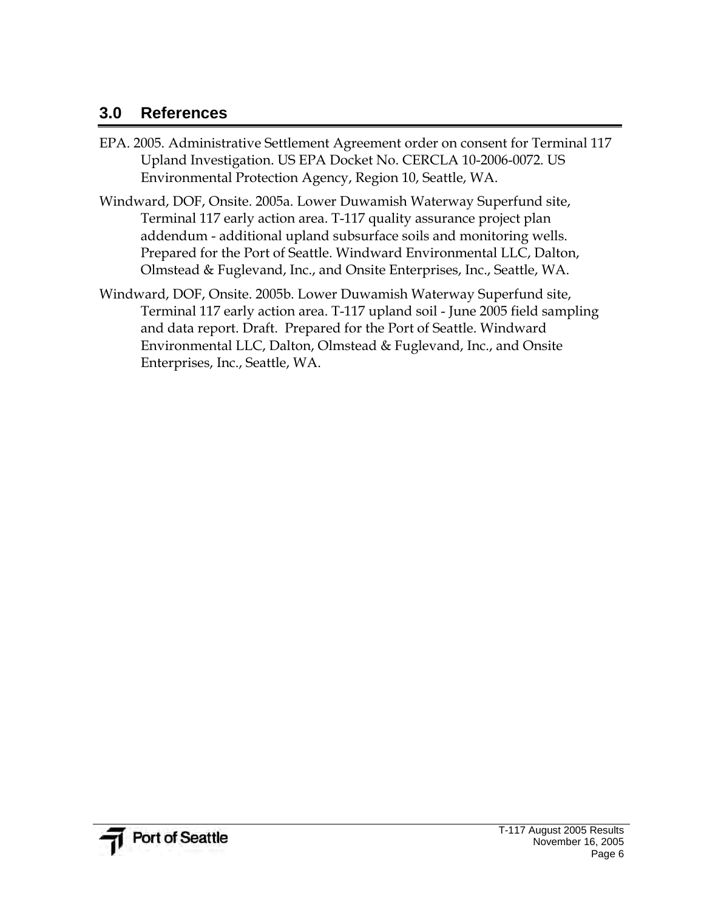## 3.0 References

EPA. 2005. Administrative Settlement Agreement order on consent for Terminal 117 Upland Investigation. US EPA Docket No. CERCLA 10-2006-0072. US Environmental Protection Agency, Region 10, Seattle, WA.

Windward, DOF, Onsite. 2005a. Lower Duwamish Waterway Superfund site, Terminal 117 early action area. T-117 quality assurance project plan addendum - additional upland subsurface soils and monitoring wells. Prepared for the Port of Seattle. Windward Environmental LLC, Dalton, Olmstead & Fuglevand, Inc., and Onsite Enterprises, Inc., Seattle, WA.

Windward, DOF, Onsite. 2005b. Lower Duwamish Waterway Superfund site, Terminal 117 early action area. T-117 upland soil - June 2005 field sampling and data report. Draft. Prepared for the Port of Seattle. Windward Environmental LLC, Dalton, Olmstead & Fuglevand, Inc., and Onsite Enterprises, Inc., Seattle, WA.